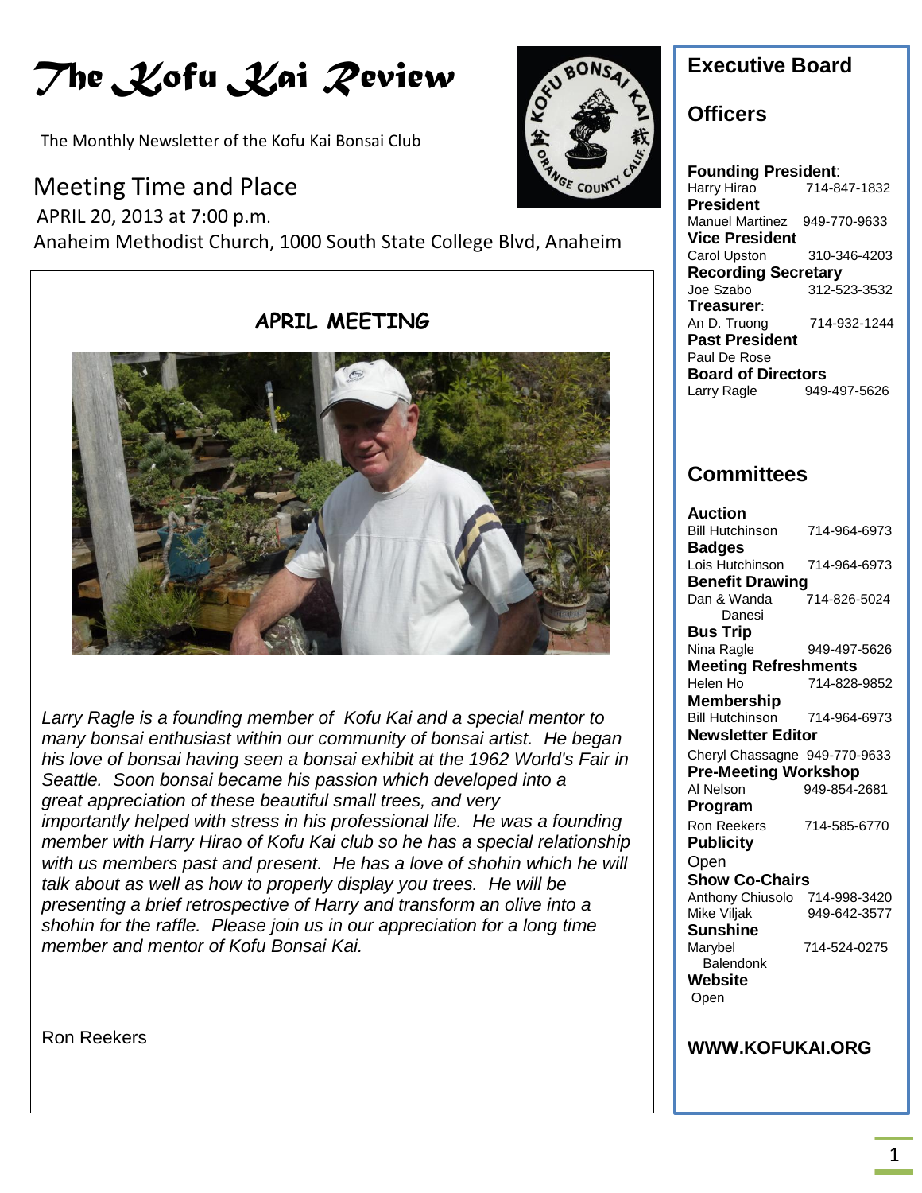# *The Kofu Kai Review*

The Monthly Newsletter of the Kofu Kai Bonsai Club

## Meeting Time and Place

APRIL 20, 2013 at 7:00 p.m.

Anaheim Methodist Church, 1000 South State College Blvd, Anaheim

### APRIL MEETING

*Larry Ragle is a founding member of Kofu Kai and a special mentor to many bonsai enthusiast within our community of bonsai artist. He began his love of bonsai having seen a bonsai exhibit at the 1962 World's Fair in Seattle. Soon bonsai became his passion which developed into a great appreciation of these beautiful small trees, and very importantly helped with stress in his professional life. He was a founding member with Harry Hirao of Kofu Kai club so he has a special relationship with us members past and present. He has a love of shohin which he will talk about as well as how to properly display you trees. He will be presenting a brief retrospective of Harry and transform an olive into a shohin for the raffle. Please join us in our appreciation for a long time member and mentor of Kofu Bonsai Kai.*

Ron Reekers

## Executive Board

### Officers

**Founding President**:
Harry Hirao 714-847-1832

**President**
Manuel Martinez 949-770-9633

**Vice President**
Carol Upston 310-346-4203

**Recording Secretary**
Joe Szabo 312-523-3532

**Treasurer**:
An D. Truong 714-932-1244

**Past President**
Paul De Rose

**Board of Directors**
Larry Ragle 949-497-5626

### Committees

**Auction**
Bill Hutchinson 714-964-6973

**Badges**
Lois Hutchinson 714-964-6973

**Benefit Drawing**
Dan & Wanda Danesi 714-826-5024

**Bus Trip**
Nina Ragle 949-497-5626

**Meeting Refreshments**
Helen Ho 714-828-9852

**Membership**
Bill Hutchinson 714-964-6973

**Newsletter Editor**
Cheryl Chassagne 949-770-9633

**Pre-Meeting Workshop**
Al Nelson 949-854-2681

**Program**
Ron Reekers 714-585-6770

**Publicity**
Open

**Show Co-Chairs**
Anthony Chiusolo 714-998-3420
Mike Viljak 949-642-3577

**Sunshine**
Marybel Balendonk 714-524-0275

**Website**
Open

**WWW.KOFUKAI.ORG**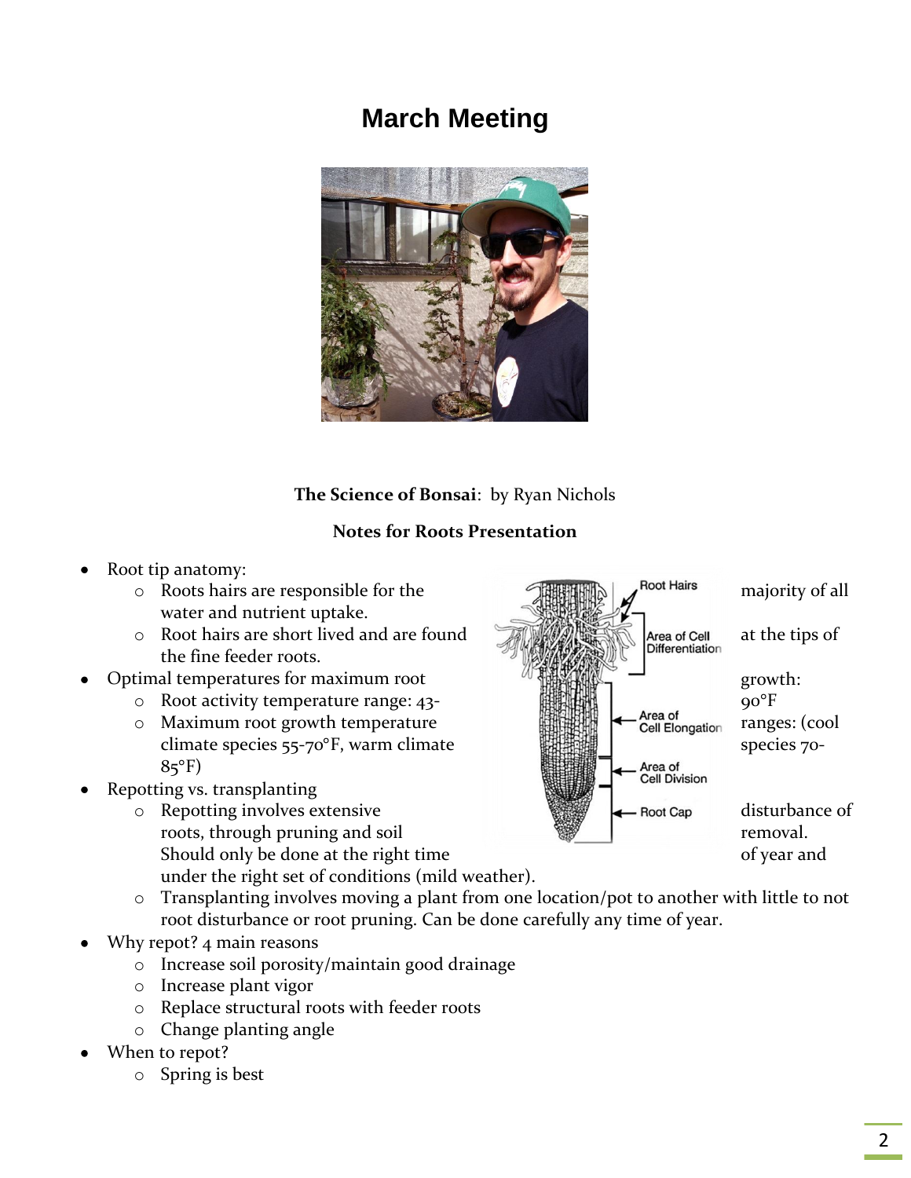# March Meeting

**The Science of Bonsai**: by Ryan Nichols

**Notes for Roots Presentation**

- Root tip anatomy:
  - Roots hairs are responsible for the majority of all water and nutrient uptake.
  - Root hairs are short lived and are found at the tips of the fine feeder roots.
- Optimal temperatures for maximum root growth:
  - Root activity temperature range: 43-90°F
  - Maximum root growth temperature ranges: (cool climate species 55-70°F, warm climate species 70-85°F)
- Repotting vs. transplanting
  - Repotting involves extensive disturbance of roots, through pruning and soil removal. Should only be done at the right time of year and under the right set of conditions (mild weather).
  - Transplanting involves moving a plant from one location/pot to another with little to not root disturbance or root pruning. Can be done carefully any time of year.
- Why repot? 4 main reasons
  - Increase soil porosity/maintain good drainage
  - Increase plant vigor
  - Replace structural roots with feeder roots
  - Change planting angle
- When to repot?
  - Spring is best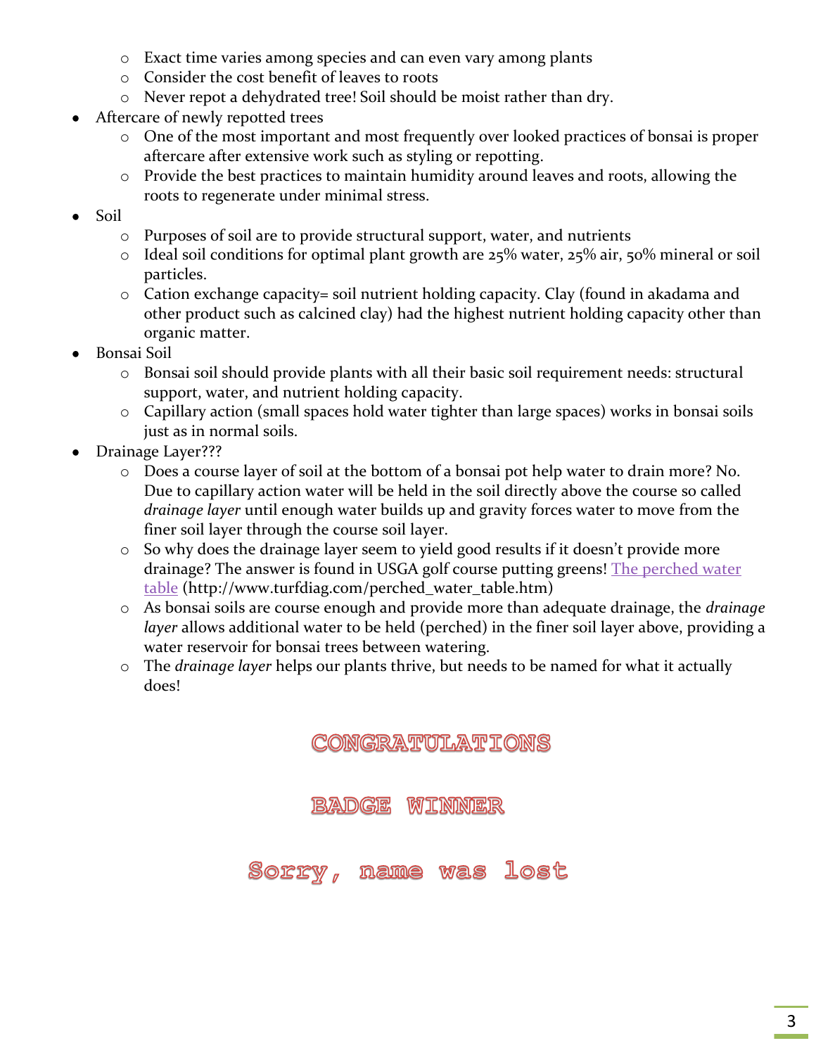- Exact time varies among species and can even vary among plants
  - Consider the cost benefit of leaves to roots
  - Never repot a dehydrated tree! Soil should be moist rather than dry.
- Aftercare of newly repotted trees
  - One of the most important and most frequently over looked practices of bonsai is proper aftercare after extensive work such as styling or repotting.
  - Provide the best practices to maintain humidity around leaves and roots, allowing the roots to regenerate under minimal stress.
- Soil
  - Purposes of soil are to provide structural support, water, and nutrients
  - Ideal soil conditions for optimal plant growth are 25% water, 25% air, 50% mineral or soil particles.
  - Cation exchange capacity= soil nutrient holding capacity. Clay (found in akadama and other product such as calcined clay) had the highest nutrient holding capacity other than organic matter.
- Bonsai Soil
  - Bonsai soil should provide plants with all their basic soil requirement needs: structural support, water, and nutrient holding capacity.
  - Capillary action (small spaces hold water tighter than large spaces) works in bonsai soils just as in normal soils.
- Drainage Layer???
  - Does a course layer of soil at the bottom of a bonsai pot help water to drain more? No. Due to capillary action water will be held in the soil directly above the course so called *drainage layer* until enough water builds up and gravity forces water to move from the finer soil layer through the course soil layer.
  - So why does the drainage layer seem to yield good results if it doesn't provide more drainage? The answer is found in USGA golf course putting greens! [The perched water table](http://www.turfdiag.com/perched_water_table.htm) (http://www.turfdiag.com/perched_water_table.htm)
  - As bonsai soils are course enough and provide more than adequate drainage, the *drainage layer* allows additional water to be held (perched) in the finer soil layer above, providing a water reservoir for bonsai trees between watering.
  - The *drainage layer* helps our plants thrive, but needs to be named for what it actually does!

**CONGRATULATIONS**

**BADGE WINNER**

**Sorry, name was lost**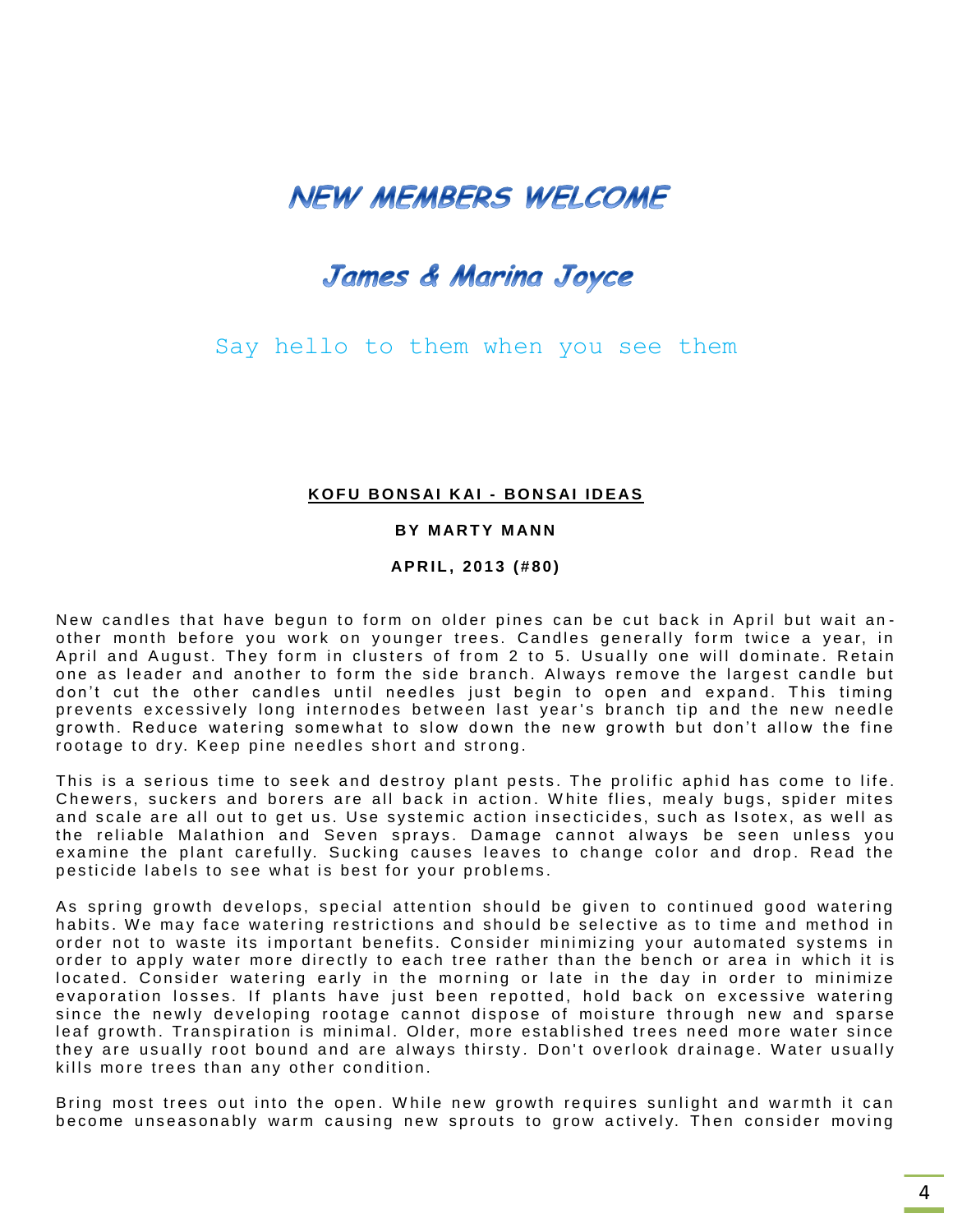# NEW MEMBERS WELCOME

## James & Marina Joyce

Say hello to them when you see them

**KOFU BONSAI KAI - BONSAI IDEAS**

**BY MARTY MANN**

**APRIL, 2013 (#80)**

New candles that have begun to form on older pines can be cut back in April but wait another month before you work on younger trees. Candles generally form twice a year, in April and August. They form in clusters of from 2 to 5. Usually one will dominate. Retain one as leader and another to form the side branch. Always remove the largest candle but don't cut the other candles until needles just begin to open and expand. This timing prevents excessively long internodes between last year's branch tip and the new needle growth. Reduce watering somewhat to slow down the new growth but don't allow the fine rootage to dry. Keep pine needles short and strong.

This is a serious time to seek and destroy plant pests. The prolific aphid has come to life. Chewers, suckers and borers are all back in action. White flies, mealy bugs, spider mites and scale are all out to get us. Use systemic action insecticides, such as Isotex, as well as the reliable Malathion and Seven sprays. Damage cannot always be seen unless you examine the plant carefully. Sucking causes leaves to change color and drop. Read the pesticide labels to see what is best for your problems.

As spring growth develops, special attention should be given to continued good watering habits. We may face watering restrictions and should be selective as to time and method in order not to waste its important benefits. Consider minimizing your automated systems in order to apply water more directly to each tree rather than the bench or area in which it is located. Consider watering early in the morning or late in the day in order to minimize evaporation losses. If plants have just been repotted, hold back on excessive watering since the newly developing rootage cannot dispose of moisture through new and sparse leaf growth. Transpiration is minimal. Older, more established trees need more water since they are usually root bound and are always thirsty. Don't overlook drainage. Water usually kills more trees than any other condition.

Bring most trees out into the open. While new growth requires sunlight and warmth it can become unseasonably warm causing new sprouts to grow actively. Then consider moving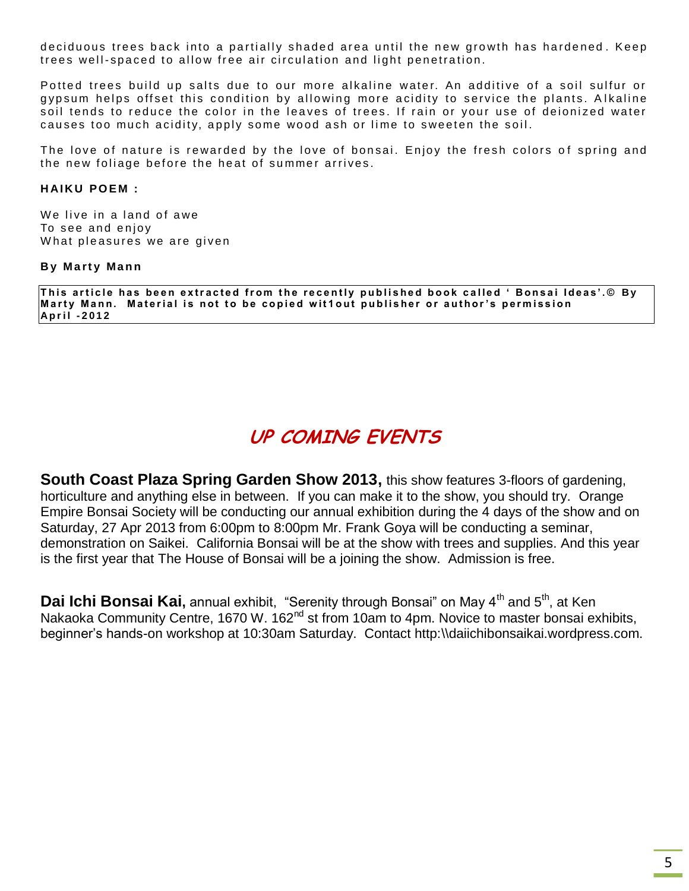deciduous trees back into a partially shaded area until the new growth has hardened. Keep trees well-spaced to allow free air circulation and light penetration.

Potted trees build up salts due to our more alkaline water. An additive of a soil sulfur or gypsum helps offset this condition by allowing more acidity to service the plants. Alkaline soil tends to reduce the color in the leaves of trees. If rain or your use of deionized water causes too much acidity, apply some wood ash or lime to sweeten the soil.

The love of nature is rewarded by the love of bonsai. Enjoy the fresh colors of spring and the new foliage before the heat of summer arrives.

**HAIKU POEM :**

We live in a land of awe
To see and enjoy
What pleasures we are given

**By Marty Mann**

**This article has been extracted from the recently published book called ' Bonsai Ideas'.© By Marty Mann. Material is not to be copied wit1out publisher or author's permission April -2012**

## *UP COMING EVENTS*

**South Coast Plaza Spring Garden Show 2013,** this show features 3-floors of gardening, horticulture and anything else in between. If you can make it to the show, you should try. Orange Empire Bonsai Society will be conducting our annual exhibition during the 4 days of the show and on Saturday, 27 Apr 2013 from 6:00pm to 8:00pm Mr. Frank Goya will be conducting a seminar, demonstration on Saikei. California Bonsai will be at the show with trees and supplies. And this year is the first year that The House of Bonsai will be a joining the show. Admission is free.

**Dai Ichi Bonsai Kai,** annual exhibit, "Serenity through Bonsai" on May 4th and 5th, at Ken Nakaoka Community Centre, 1670 W. 162nd st from 10am to 4pm. Novice to master bonsai exhibits, beginner's hands-on workshop at 10:30am Saturday. Contact http:\\daiichibonsaikai.wordpress.com.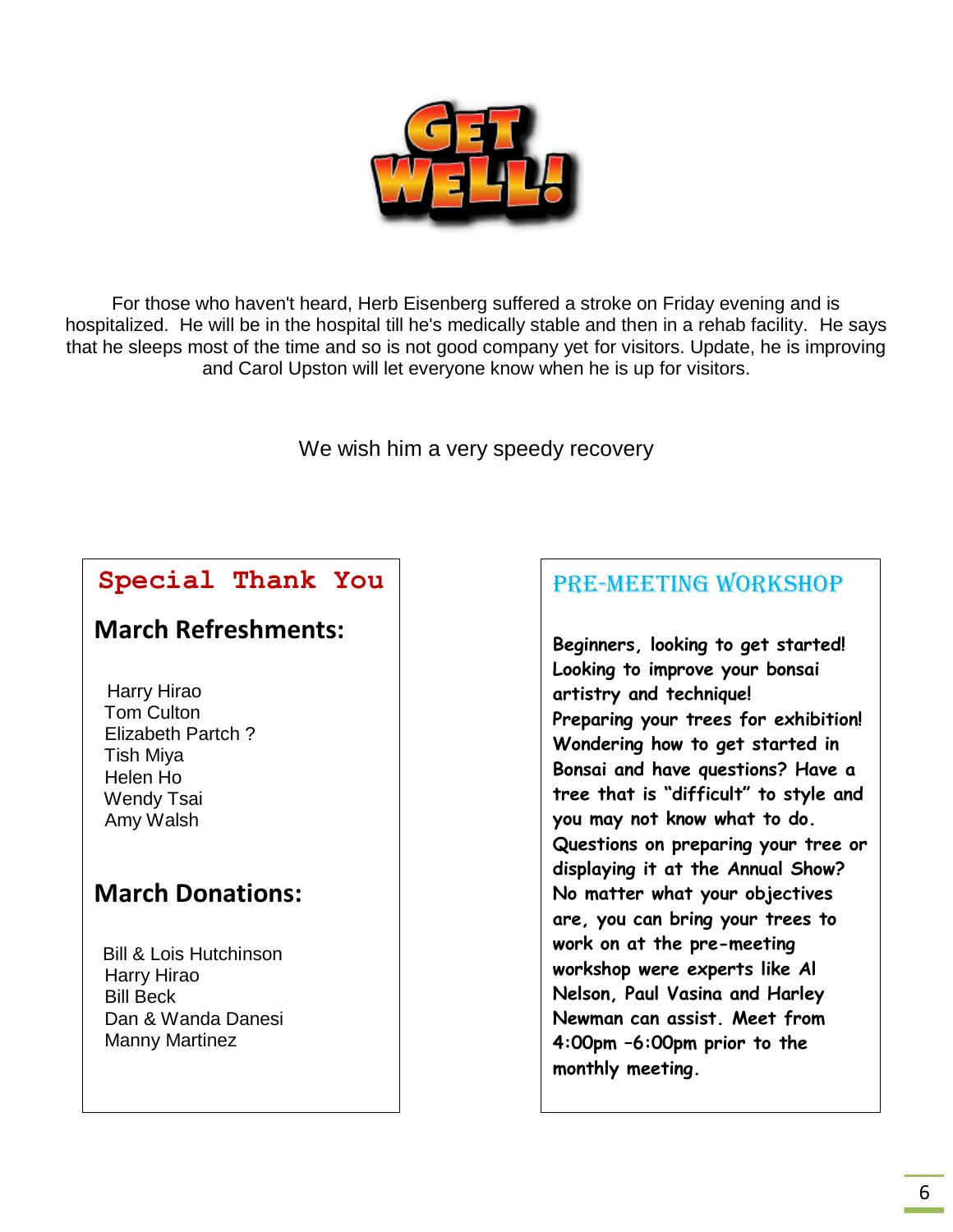# GET WELL!

For those who haven't heard, Herb Eisenberg suffered a stroke on Friday evening and is hospitalized. He will be in the hospital till he's medically stable and then in a rehab facility. He says that he sleeps most of the time and so is not good company yet for visitors. Update, he is improving and Carol Upston will let everyone know when he is up for visitors.

We wish him a very speedy recovery

## Special Thank You

### March Refreshments:

Harry Hirao
Tom Culton
Elizabeth Partch ?
Tish Miya
Helen Ho
Wendy Tsai
Amy Walsh

### March Donations:

Bill & Lois Hutchinson
Harry Hirao
Bill Beck
Dan & Wanda Danesi
Manny Martinez

## PRE-MEETING WORKSHOP

**Beginners, looking to get started! Looking to improve your bonsai artistry and technique! Preparing your trees for exhibition! Wondering how to get started in Bonsai and have questions? Have a tree that is "difficult" to style and you may not know what to do. Questions on preparing your tree or displaying it at the Annual Show? No matter what your objectives are, you can bring your trees to work on at the pre-meeting workshop were experts like Al Nelson, Paul Vasina and Harley Newman can assist. Meet from 4:00pm –6:00pm prior to the monthly meeting.**